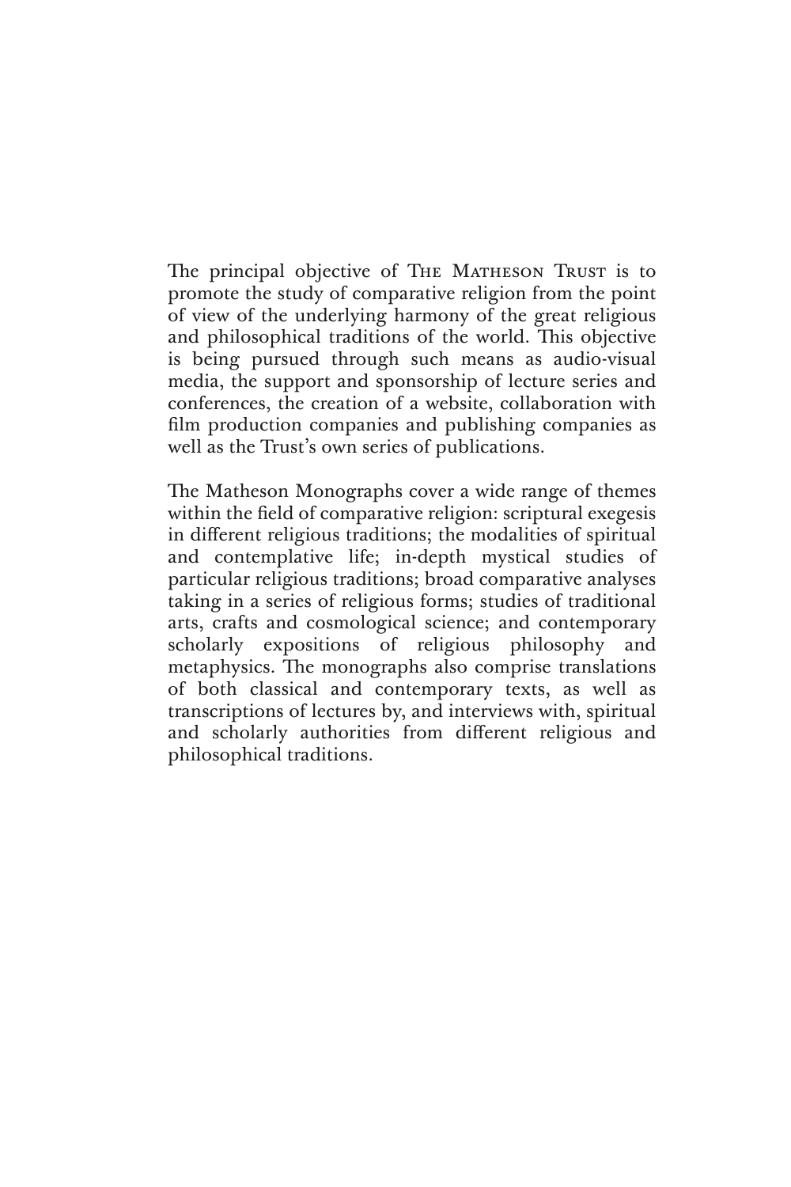The principal objective of The Matheson Trust is to promote the study of comparative religion from the point of view of the underlying harmony of the great religious and philosophical traditions of the world. This objective is being pursued through such means as audio-visual media, the support and sponsorship of lecture series and conferences, the creation of a website, collaboration with film production companies and publishing companies as well as the Trust's own series of publications.

The Matheson Monographs cover a wide range of themes within the field of comparative religion: scriptural exegesis in different religious traditions; the modalities of spiritual and contemplative life; in-depth mystical studies of particular religious traditions; broad comparative analyses taking in a series of religious forms; studies of traditional arts, crafts and cosmological science; and contemporary scholarly expositions of religious philosophy and metaphysics. The monographs also comprise translations of both classical and contemporary texts, as well as transcriptions of lectures by, and interviews with, spiritual and scholarly authorities from different religious and philosophical traditions.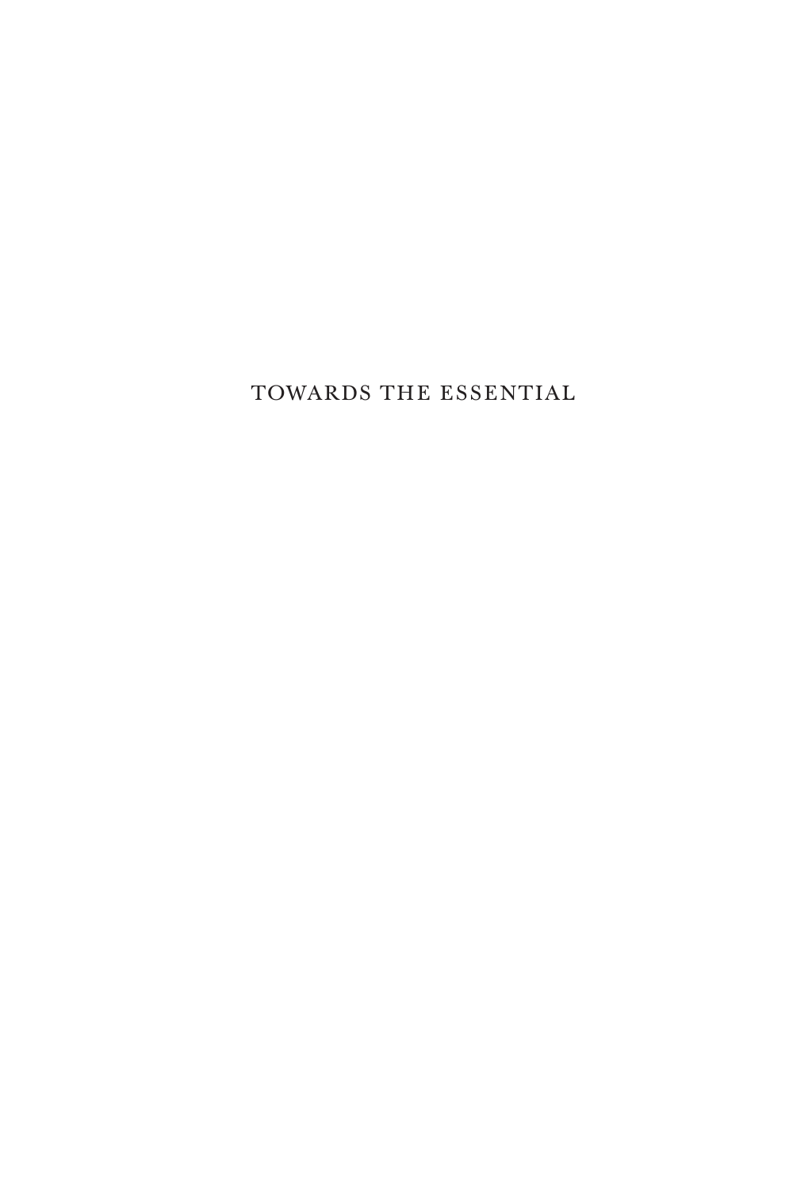# TOWARDS THE ESSENTIAL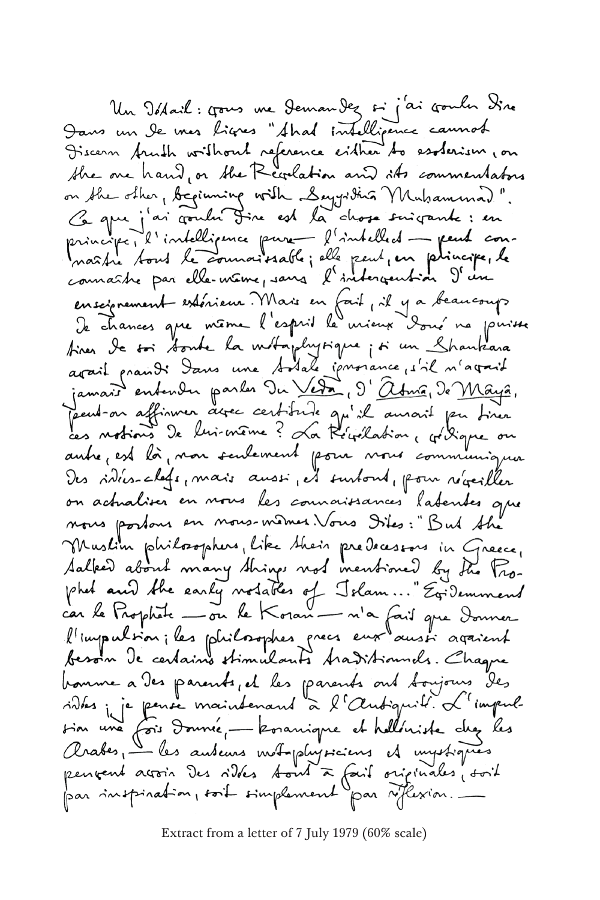Un Détail : vous me demandez si j'ai voulu dire dans un de mes lignes "that intelligence cannot discern truth without reference either to esoterism, on the one hand, or the Revelation and its commentators on the other, beginning with Sayyidnā Muhammad". Ce que j'ai voulu dire est la chose suivante : en principe, l'intelligence pure — l'intellect — peut connaître tout le connaissable ; elle peut, en principe, le connaître par elle-même, sans l'intervention d'un enseignement extérieur. Mais en fait, il y a beaucoup de chances que même l'esprit le mieux doué ne puisse tirer de soi toute la métaphysique ; si un Shankara avait grandi dans une totale ignorance, s'il n'avait jamais entendu parler du Veda, d'Ātmā, de Māyā, peut-on affirmer avec certitude qu'il aurait pu tirer ces notions de lui-même ? La Révélation, védique ou autre, est là, non seulement pour nous communiquer des idées-clefs, mais aussi, et surtout, pour réveiller ou actualiser en nous les connaissances latentes que nous portons en nous-mêmes. Vous dites : "But the Muslim philosophers, like their predecessors in Greece, talked about many things not mentioned by the Prophet and the early notables of Islam..." Évidemment car le Prophète — ou le Koran — n'a fait que donner l'impulsion ; les philosophes grecs eux aussi avaient besoin de certains stimulants traditionnels. Chaque homme a des parents, et les parents ont toujours des idées ; je pense maintenant à l'Antiquité. L'impulsion une fois donnée, — koranique et helléniste chez les Arabes, — les auteurs métaphysiciens et mystiques peuvent avoir des idées tout à fait originales, soit par inspiration, soit simplement par réflexion. —

Extract from a letter of 7 July 1979 (60% scale)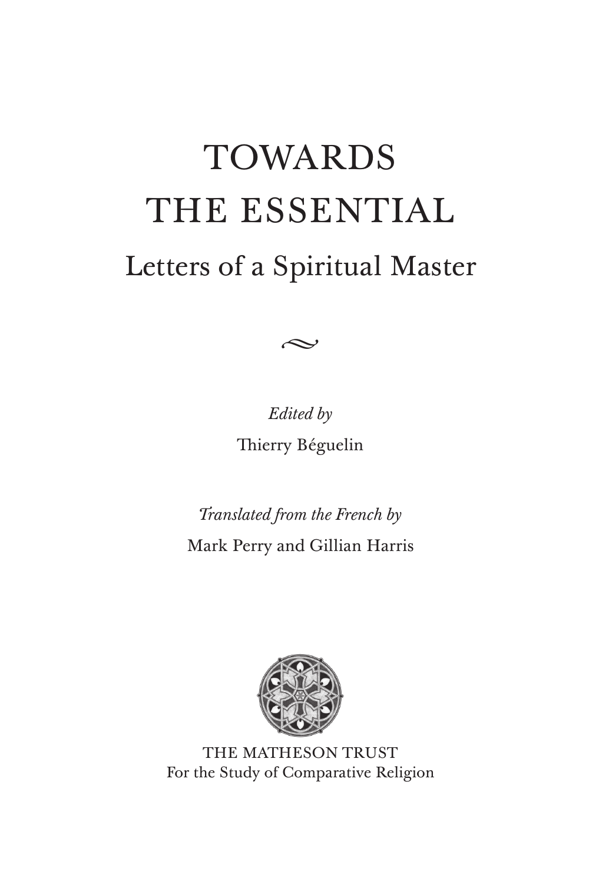# TOWARDS THE ESSENTIAL

## Letters of a Spiritual Master

*Edited by*

Thierry Béguelin

*Translated from the French by*

Mark Perry and Gillian Harris

THE MATHESON TRUST
For the Study of Comparative Religion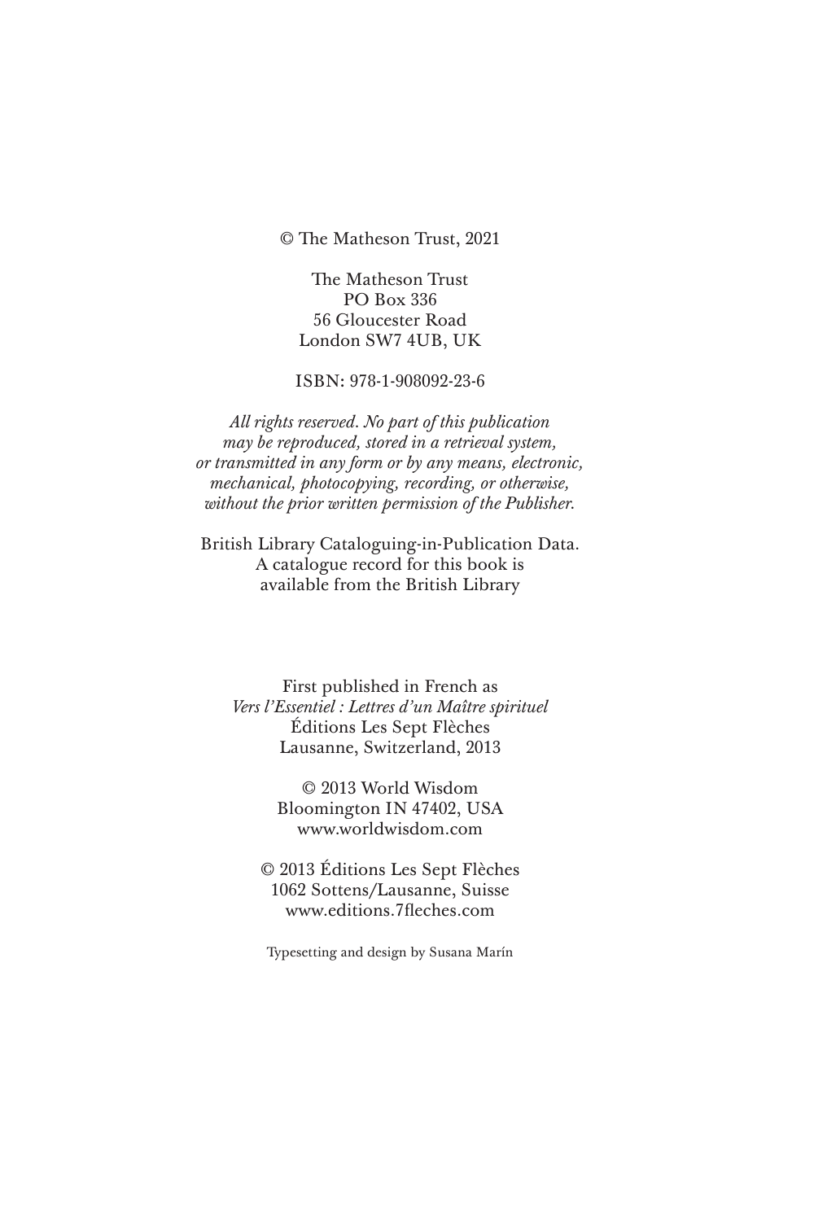© The Matheson Trust, 2021

The Matheson Trust
PO Box 336
56 Gloucester Road
London SW7 4UB, UK

ISBN: 978-1-908092-23-6

*All rights reserved. No part of this publication may be reproduced, stored in a retrieval system, or transmitted in any form or by any means, electronic, mechanical, photocopying, recording, or otherwise, without the prior written permission of the Publisher.*

British Library Cataloguing-in-Publication Data.
A catalogue record for this book is available from the British Library

First published in French as
*Vers l'Essentiel : Lettres d'un Maître spirituel*
Éditions Les Sept Flèches
Lausanne, Switzerland, 2013

© 2013 World Wisdom
Bloomington IN 47402, USA
www.worldwisdom.com

© 2013 Éditions Les Sept Flèches
1062 Sottens/Lausanne, Suisse
www.editions.7fleches.com

Typesetting and design by Susana Marín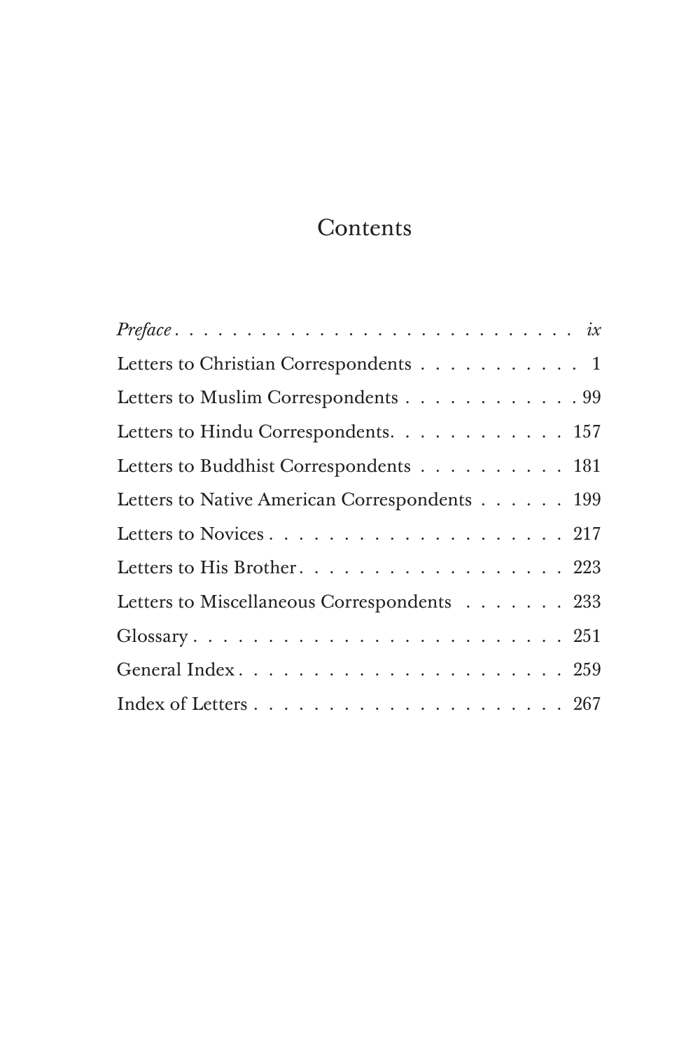# Contents

*Preface* . . . . . . . . . . . . . . . . . . . . . . . . . . . . *ix*

Letters to Christian Correspondents . . . . . . . . . . . 1

Letters to Muslim Correspondents . . . . . . . . . . . . 99

Letters to Hindu Correspondents. . . . . . . . . . . . 157

Letters to Buddhist Correspondents . . . . . . . . . . 181

Letters to Native American Correspondents . . . . . . 199

Letters to Novices . . . . . . . . . . . . . . . . . . . . 217

Letters to His Brother. . . . . . . . . . . . . . . . . . 223

Letters to Miscellaneous Correspondents . . . . . . . 233

Glossary . . . . . . . . . . . . . . . . . . . . . . . . . 251

General Index. . . . . . . . . . . . . . . . . . . . . . 259

Index of Letters . . . . . . . . . . . . . . . . . . . . . 267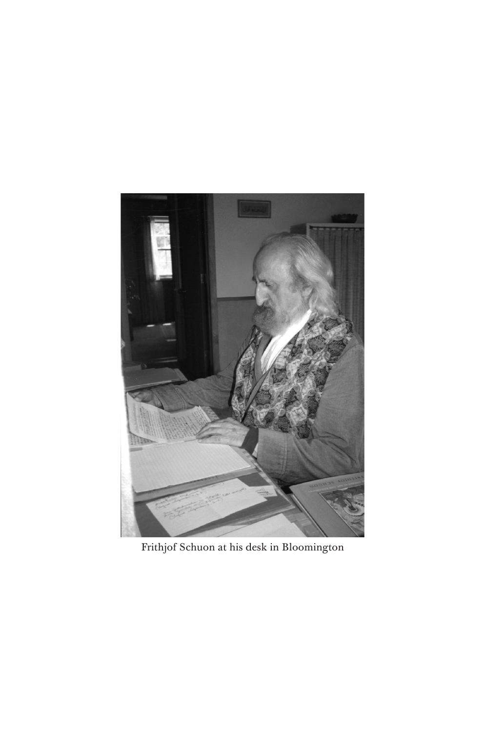Frithjof Schuon at his desk in Bloomington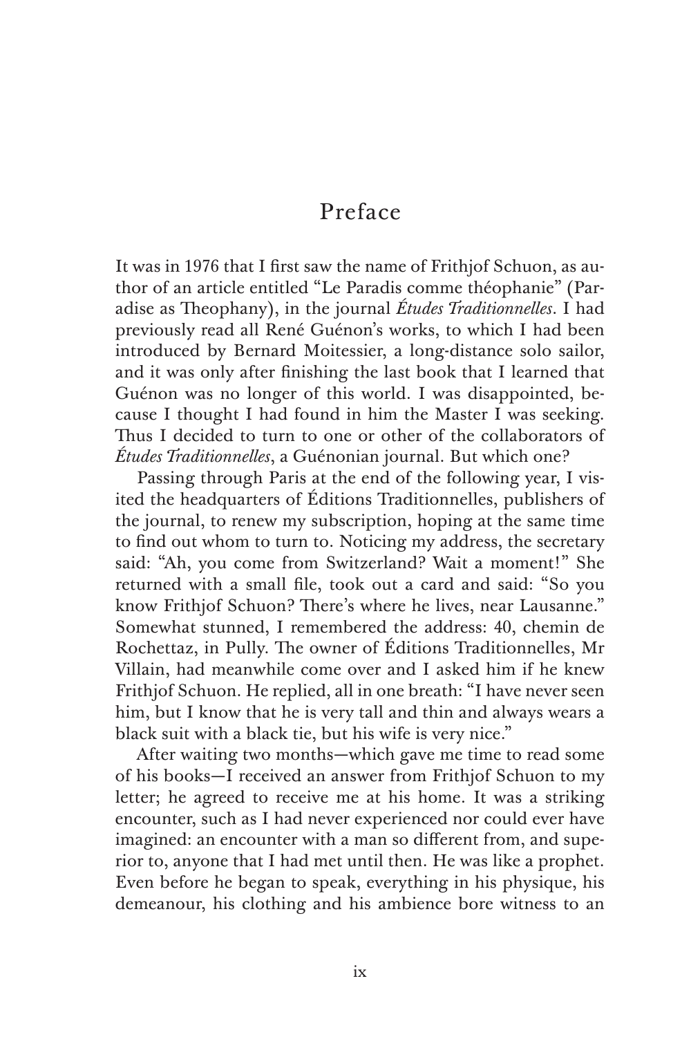# Preface

It was in 1976 that I first saw the name of Frithjof Schuon, as author of an article entitled "Le Paradis comme théophanie" (Paradise as Theophany), in the journal *Études Traditionnelles*. I had previously read all René Guénon's works, to which I had been introduced by Bernard Moitessier, a long-distance solo sailor, and it was only after finishing the last book that I learned that Guénon was no longer of this world. I was disappointed, because I thought I had found in him the Master I was seeking. Thus I decided to turn to one or other of the collaborators of *Études Traditionnelles*, a Guénonian journal. But which one?

Passing through Paris at the end of the following year, I visited the headquarters of Éditions Traditionnelles, publishers of the journal, to renew my subscription, hoping at the same time to find out whom to turn to. Noticing my address, the secretary said: "Ah, you come from Switzerland? Wait a moment!" She returned with a small file, took out a card and said: "So you know Frithjof Schuon? There's where he lives, near Lausanne." Somewhat stunned, I remembered the address: 40, chemin de Rochettaz, in Pully. The owner of Éditions Traditionnelles, Mr Villain, had meanwhile come over and I asked him if he knew Frithjof Schuon. He replied, all in one breath: "I have never seen him, but I know that he is very tall and thin and always wears a black suit with a black tie, but his wife is very nice."

After waiting two months—which gave me time to read some of his books—I received an answer from Frithjof Schuon to my letter; he agreed to receive me at his home. It was a striking encounter, such as I had never experienced nor could ever have imagined: an encounter with a man so different from, and superior to, anyone that I had met until then. He was like a prophet. Even before he began to speak, everything in his physique, his demeanour, his clothing and his ambience bore witness to an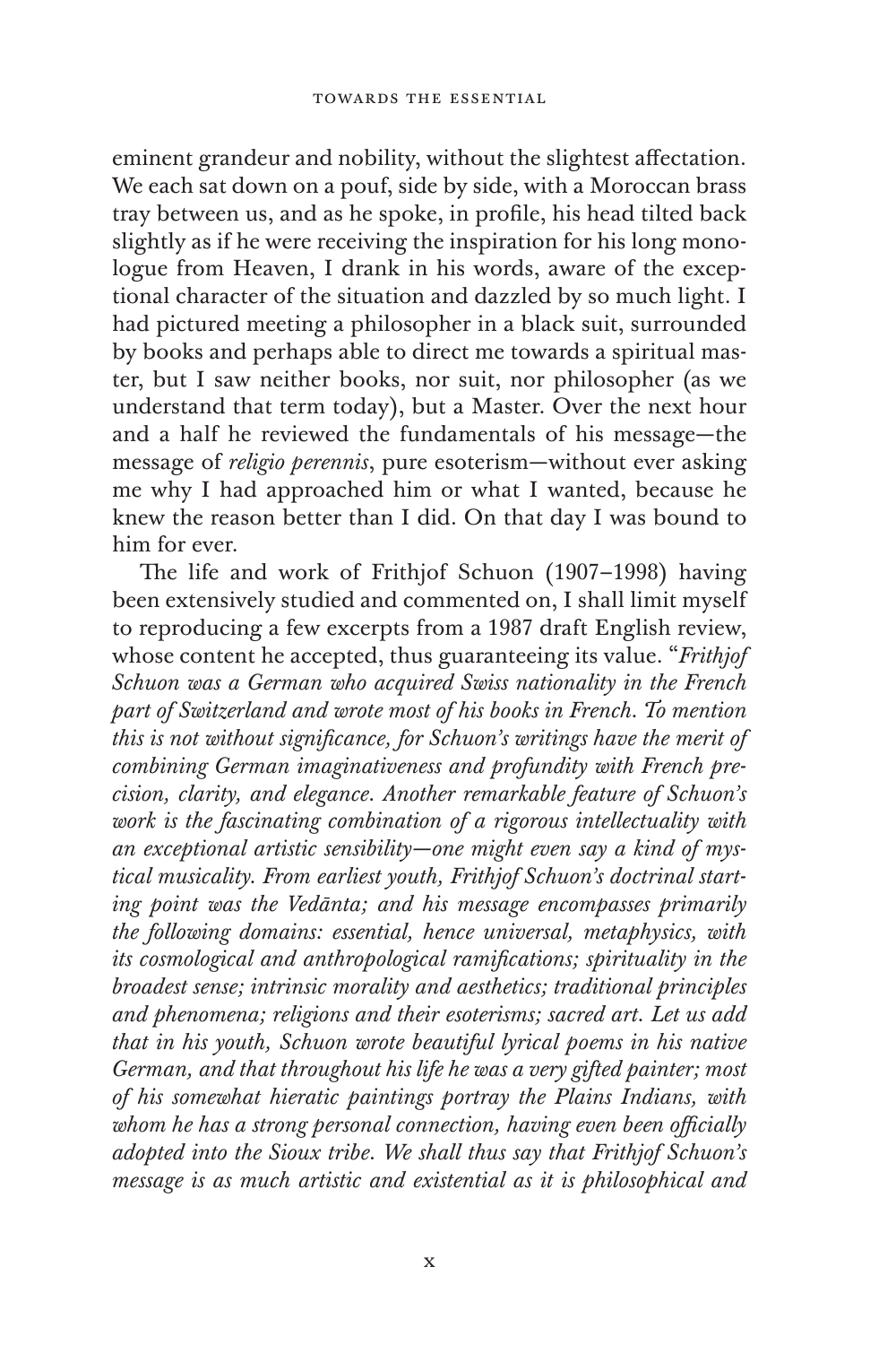eminent grandeur and nobility, without the slightest affectation. We each sat down on a pouf, side by side, with a Moroccan brass tray between us, and as he spoke, in profile, his head tilted back slightly as if he were receiving the inspiration for his long monologue from Heaven, I drank in his words, aware of the exceptional character of the situation and dazzled by so much light. I had pictured meeting a philosopher in a black suit, surrounded by books and perhaps able to direct me towards a spiritual master, but I saw neither books, nor suit, nor philosopher (as we understand that term today), but a Master. Over the next hour and a half he reviewed the fundamentals of his message—the message of *religio perennis*, pure esoterism—without ever asking me why I had approached him or what I wanted, because he knew the reason better than I did. On that day I was bound to him for ever.

The life and work of Frithjof Schuon (1907–1998) having been extensively studied and commented on, I shall limit myself to reproducing a few excerpts from a 1987 draft English review, whose content he accepted, thus guaranteeing its value. "*Frithjof Schuon was a German who acquired Swiss nationality in the French part of Switzerland and wrote most of his books in French. To mention this is not without significance, for Schuon's writings have the merit of combining German imaginativeness and profundity with French precision, clarity, and elegance. Another remarkable feature of Schuon's work is the fascinating combination of a rigorous intellectuality with an exceptional artistic sensibility—one might even say a kind of mystical musicality. From earliest youth, Frithjof Schuon's doctrinal starting point was the Vedānta; and his message encompasses primarily the following domains: essential, hence universal, metaphysics, with its cosmological and anthropological ramifications; spirituality in the broadest sense; intrinsic morality and aesthetics; traditional principles and phenomena; religions and their esoterisms; sacred art. Let us add that in his youth, Schuon wrote beautiful lyrical poems in his native German, and that throughout his life he was a very gifted painter; most of his somewhat hieratic paintings portray the Plains Indians, with whom he has a strong personal connection, having even been officially adopted into the Sioux tribe. We shall thus say that Frithjof Schuon's message is as much artistic and existential as it is philosophical and*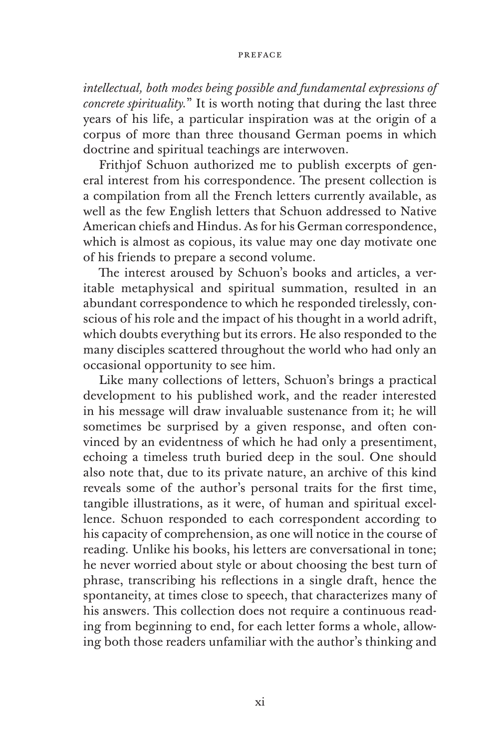*intellectual, both modes being possible and fundamental expressions of concrete spirituality.*" It is worth noting that during the last three years of his life, a particular inspiration was at the origin of a corpus of more than three thousand German poems in which doctrine and spiritual teachings are interwoven.

Frithjof Schuon authorized me to publish excerpts of general interest from his correspondence. The present collection is a compilation from all the French letters currently available, as well as the few English letters that Schuon addressed to Native American chiefs and Hindus. As for his German correspondence, which is almost as copious, its value may one day motivate one of his friends to prepare a second volume.

The interest aroused by Schuon's books and articles, a veritable metaphysical and spiritual summation, resulted in an abundant correspondence to which he responded tirelessly, conscious of his role and the impact of his thought in a world adrift, which doubts everything but its errors. He also responded to the many disciples scattered throughout the world who had only an occasional opportunity to see him.

Like many collections of letters, Schuon's brings a practical development to his published work, and the reader interested in his message will draw invaluable sustenance from it; he will sometimes be surprised by a given response, and often convinced by an evidentness of which he had only a presentiment, echoing a timeless truth buried deep in the soul. One should also note that, due to its private nature, an archive of this kind reveals some of the author's personal traits for the first time, tangible illustrations, as it were, of human and spiritual excellence. Schuon responded to each correspondent according to his capacity of comprehension, as one will notice in the course of reading. Unlike his books, his letters are conversational in tone; he never worried about style or about choosing the best turn of phrase, transcribing his reflections in a single draft, hence the spontaneity, at times close to speech, that characterizes many of his answers. This collection does not require a continuous reading from beginning to end, for each letter forms a whole, allowing both those readers unfamiliar with the author's thinking and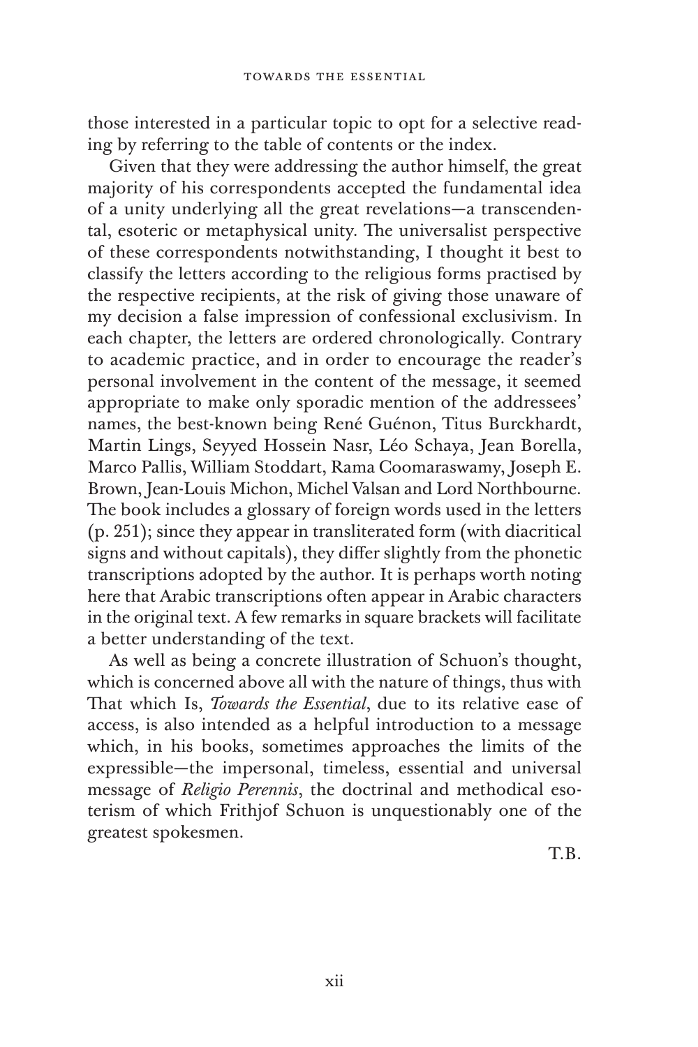those interested in a particular topic to opt for a selective reading by referring to the table of contents or the index.

Given that they were addressing the author himself, the great majority of his correspondents accepted the fundamental idea of a unity underlying all the great revelations—a transcendental, esoteric or metaphysical unity. The universalist perspective of these correspondents notwithstanding, I thought it best to classify the letters according to the religious forms practised by the respective recipients, at the risk of giving those unaware of my decision a false impression of confessional exclusivism. In each chapter, the letters are ordered chronologically. Contrary to academic practice, and in order to encourage the reader's personal involvement in the content of the message, it seemed appropriate to make only sporadic mention of the addressees' names, the best-known being René Guénon, Titus Burckhardt, Martin Lings, Seyyed Hossein Nasr, Léo Schaya, Jean Borella, Marco Pallis, William Stoddart, Rama Coomaraswamy, Joseph E. Brown, Jean-Louis Michon, Michel Valsan and Lord Northbourne. The book includes a glossary of foreign words used in the letters (p. 251); since they appear in transliterated form (with diacritical signs and without capitals), they differ slightly from the phonetic transcriptions adopted by the author. It is perhaps worth noting here that Arabic transcriptions often appear in Arabic characters in the original text. A few remarks in square brackets will facilitate a better understanding of the text.

As well as being a concrete illustration of Schuon's thought, which is concerned above all with the nature of things, thus with That which Is, *Towards the Essential*, due to its relative ease of access, is also intended as a helpful introduction to a message which, in his books, sometimes approaches the limits of the expressible—the impersonal, timeless, essential and universal message of *Religio Perennis*, the doctrinal and methodical esoterism of which Frithjof Schuon is unquestionably one of the greatest spokesmen.

T.B.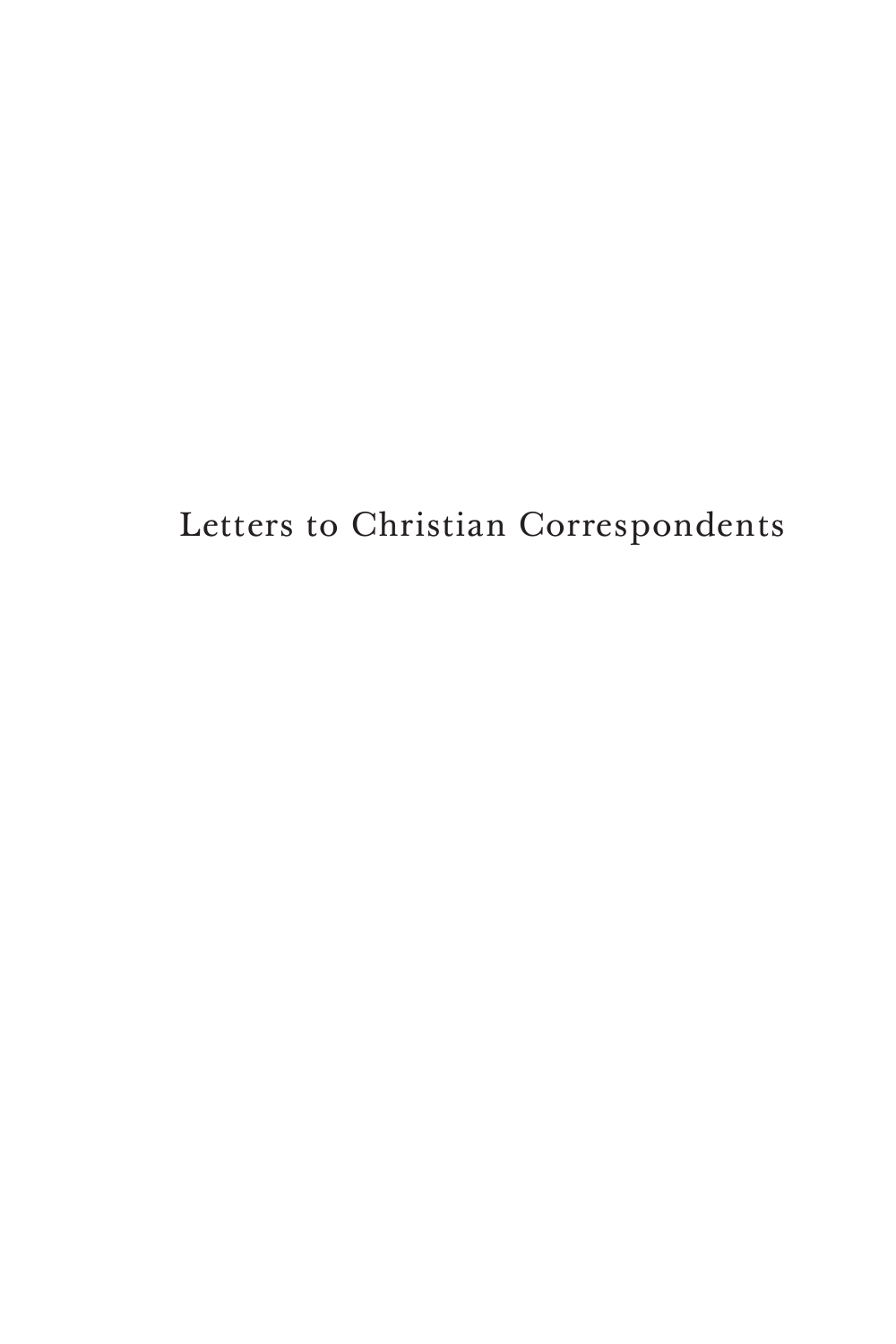# Letters to Christian Correspondents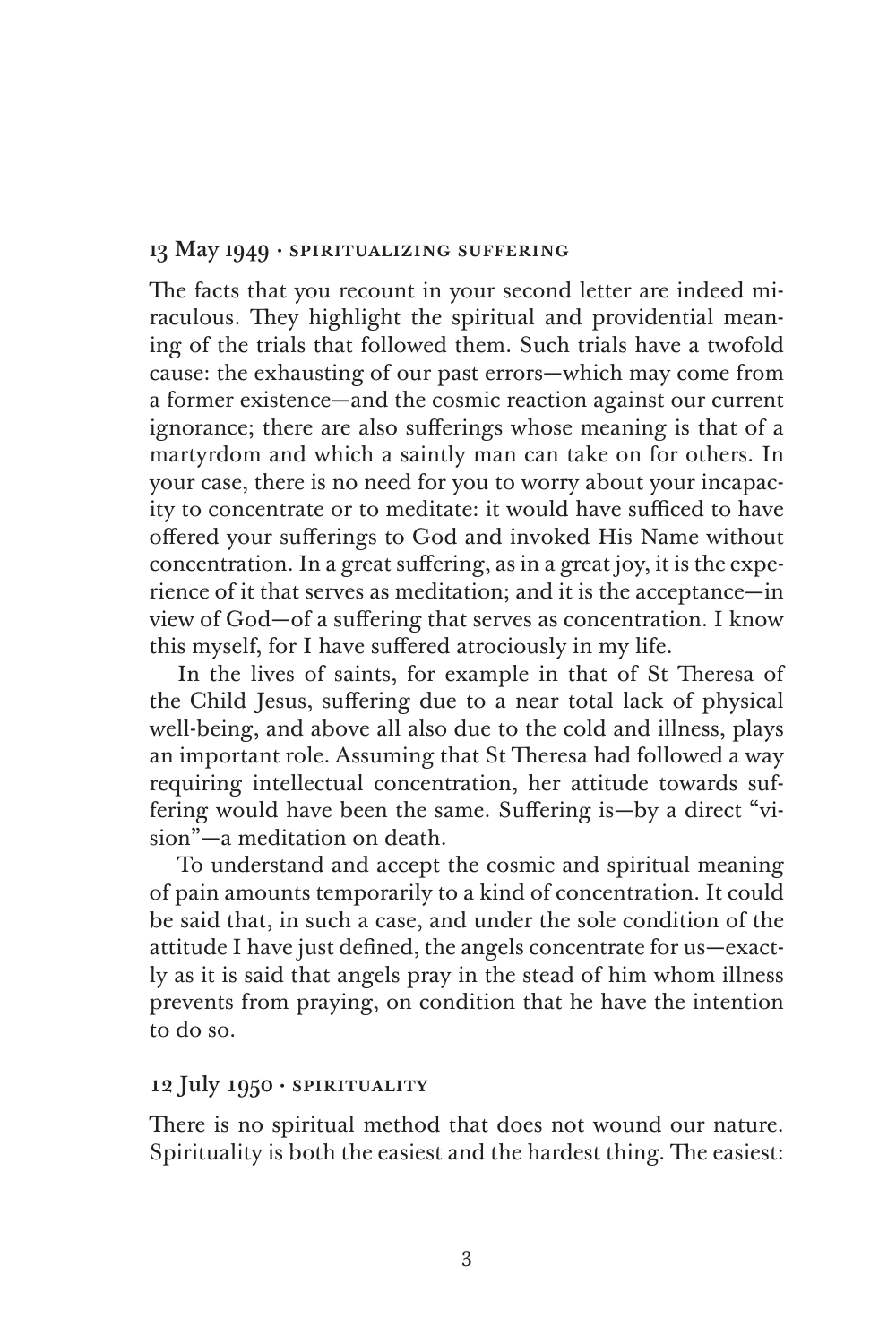## 13 May 1949 · SPIRITUALIZING SUFFERING

The facts that you recount in your second letter are indeed miraculous. They highlight the spiritual and providential meaning of the trials that followed them. Such trials have a twofold cause: the exhausting of our past errors—which may come from a former existence—and the cosmic reaction against our current ignorance; there are also sufferings whose meaning is that of a martyrdom and which a saintly man can take on for others. In your case, there is no need for you to worry about your incapacity to concentrate or to meditate: it would have sufficed to have offered your sufferings to God and invoked His Name without concentration. In a great suffering, as in a great joy, it is the experience of it that serves as meditation; and it is the acceptance—in view of God—of a suffering that serves as concentration. I know this myself, for I have suffered atrociously in my life.

In the lives of saints, for example in that of St Theresa of the Child Jesus, suffering due to a near total lack of physical well-being, and above all also due to the cold and illness, plays an important role. Assuming that St Theresa had followed a way requiring intellectual concentration, her attitude towards suffering would have been the same. Suffering is—by a direct "vision"—a meditation on death.

To understand and accept the cosmic and spiritual meaning of pain amounts temporarily to a kind of concentration. It could be said that, in such a case, and under the sole condition of the attitude I have just defined, the angels concentrate for us—exactly as it is said that angels pray in the stead of him whom illness prevents from praying, on condition that he have the intention to do so.

## 12 July 1950 · SPIRITUALITY

There is no spiritual method that does not wound our nature. Spirituality is both the easiest and the hardest thing. The easiest: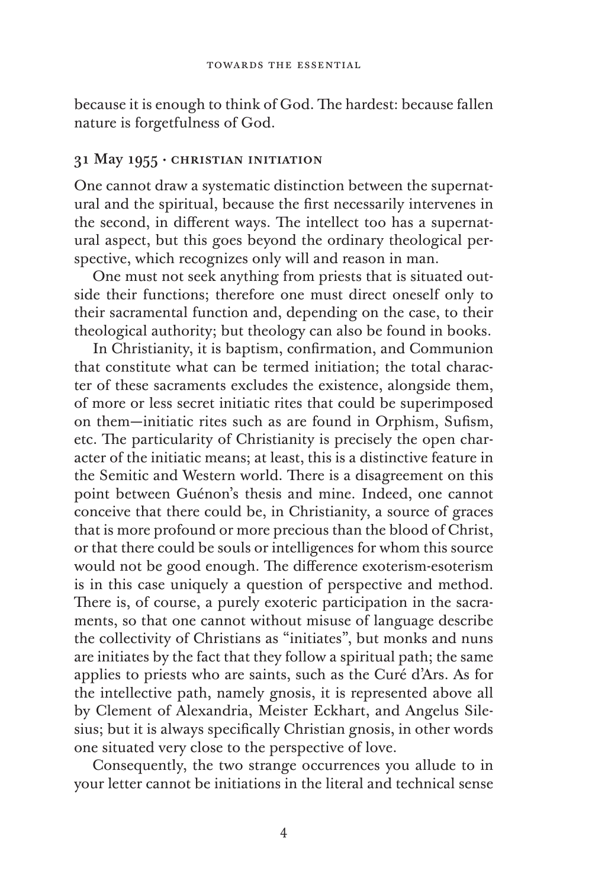because it is enough to think of God. The hardest: because fallen nature is forgetfulness of God.

### 31 May 1955 · Christian Initiation

One cannot draw a systematic distinction between the supernatural and the spiritual, because the first necessarily intervenes in the second, in different ways. The intellect too has a supernatural aspect, but this goes beyond the ordinary theological perspective, which recognizes only will and reason in man.

One must not seek anything from priests that is situated outside their functions; therefore one must direct oneself only to their sacramental function and, depending on the case, to their theological authority; but theology can also be found in books.

In Christianity, it is baptism, confirmation, and Communion that constitute what can be termed initiation; the total character of these sacraments excludes the existence, alongside them, of more or less secret initiatic rites that could be superimposed on them—initiatic rites such as are found in Orphism, Sufism, etc. The particularity of Christianity is precisely the open character of the initiatic means; at least, this is a distinctive feature in the Semitic and Western world. There is a disagreement on this point between Guénon's thesis and mine. Indeed, one cannot conceive that there could be, in Christianity, a source of graces that is more profound or more precious than the blood of Christ, or that there could be souls or intelligences for whom this source would not be good enough. The difference exoterism-esoterism is in this case uniquely a question of perspective and method. There is, of course, a purely exoteric participation in the sacraments, so that one cannot without misuse of language describe the collectivity of Christians as "initiates", but monks and nuns are initiates by the fact that they follow a spiritual path; the same applies to priests who are saints, such as the Curé d'Ars. As for the intellective path, namely gnosis, it is represented above all by Clement of Alexandria, Meister Eckhart, and Angelus Silesius; but it is always specifically Christian gnosis, in other words one situated very close to the perspective of love.

Consequently, the two strange occurrences you allude to in your letter cannot be initiations in the literal and technical sense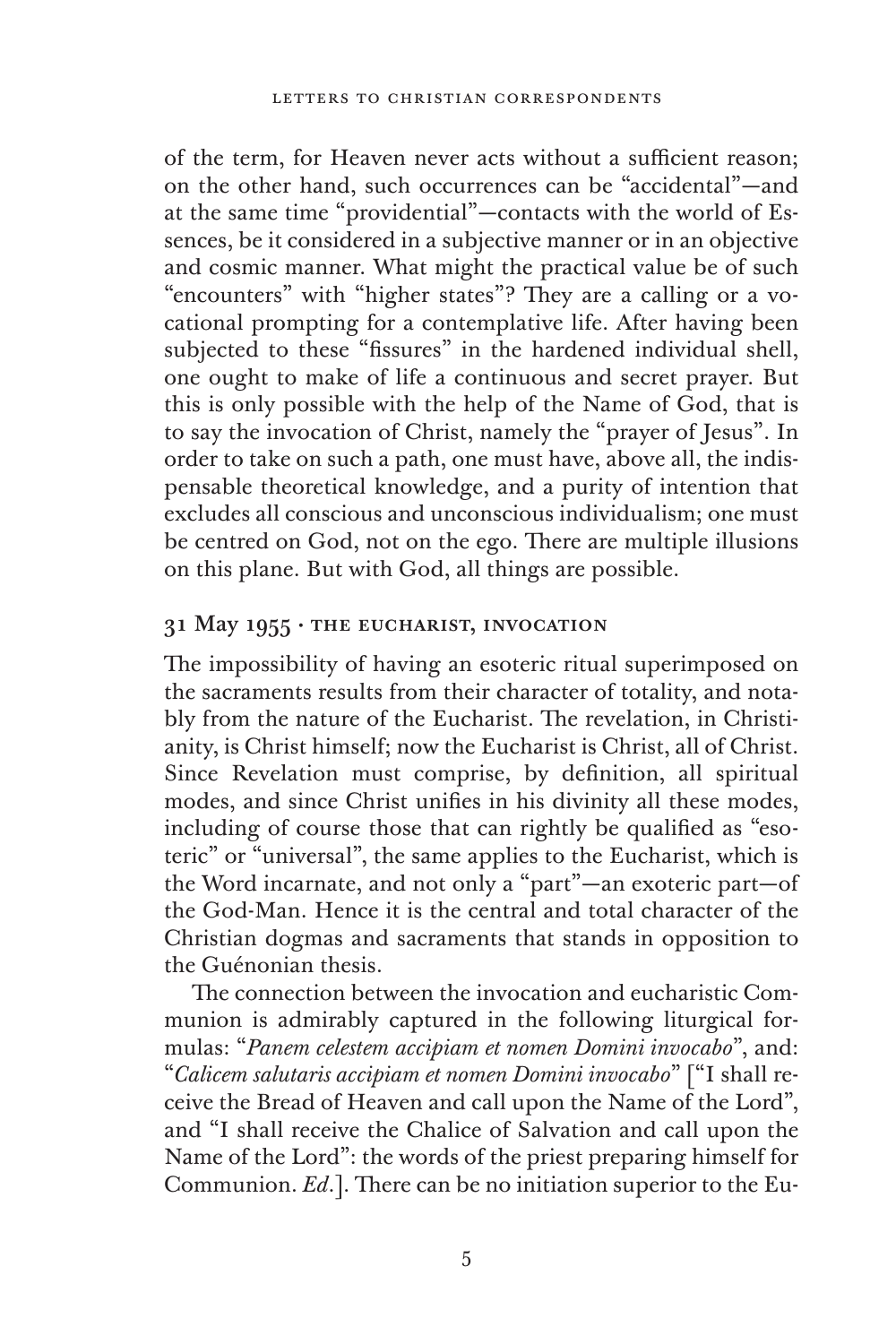of the term, for Heaven never acts without a sufficient reason; on the other hand, such occurrences can be "accidental"—and at the same time "providential"—contacts with the world of Essences, be it considered in a subjective manner or in an objective and cosmic manner. What might the practical value be of such "encounters" with "higher states"? They are a calling or a vocational prompting for a contemplative life. After having been subjected to these "fissures" in the hardened individual shell, one ought to make of life a continuous and secret prayer. But this is only possible with the help of the Name of God, that is to say the invocation of Christ, namely the "prayer of Jesus". In order to take on such a path, one must have, above all, the indispensable theoretical knowledge, and a purity of intention that excludes all conscious and unconscious individualism; one must be centred on God, not on the ego. There are multiple illusions on this plane. But with God, all things are possible.

### 31 May 1955 · The Eucharist, Invocation

The impossibility of having an esoteric ritual superimposed on the sacraments results from their character of totality, and notably from the nature of the Eucharist. The revelation, in Christianity, is Christ himself; now the Eucharist is Christ, all of Christ. Since Revelation must comprise, by definition, all spiritual modes, and since Christ unifies in his divinity all these modes, including of course those that can rightly be qualified as "esoteric" or "universal", the same applies to the Eucharist, which is the Word incarnate, and not only a "part"—an exoteric part—of the God-Man. Hence it is the central and total character of the Christian dogmas and sacraments that stands in opposition to the Guénonian thesis.

The connection between the invocation and eucharistic Communion is admirably captured in the following liturgical formulas: "*Panem celestem accipiam et nomen Domini invocabo*", and: "*Calicem salutaris accipiam et nomen Domini invocabo*" ["I shall receive the Bread of Heaven and call upon the Name of the Lord", and "I shall receive the Chalice of Salvation and call upon the Name of the Lord": the words of the priest preparing himself for Communion. *Ed*.]. There can be no initiation superior to the Eu-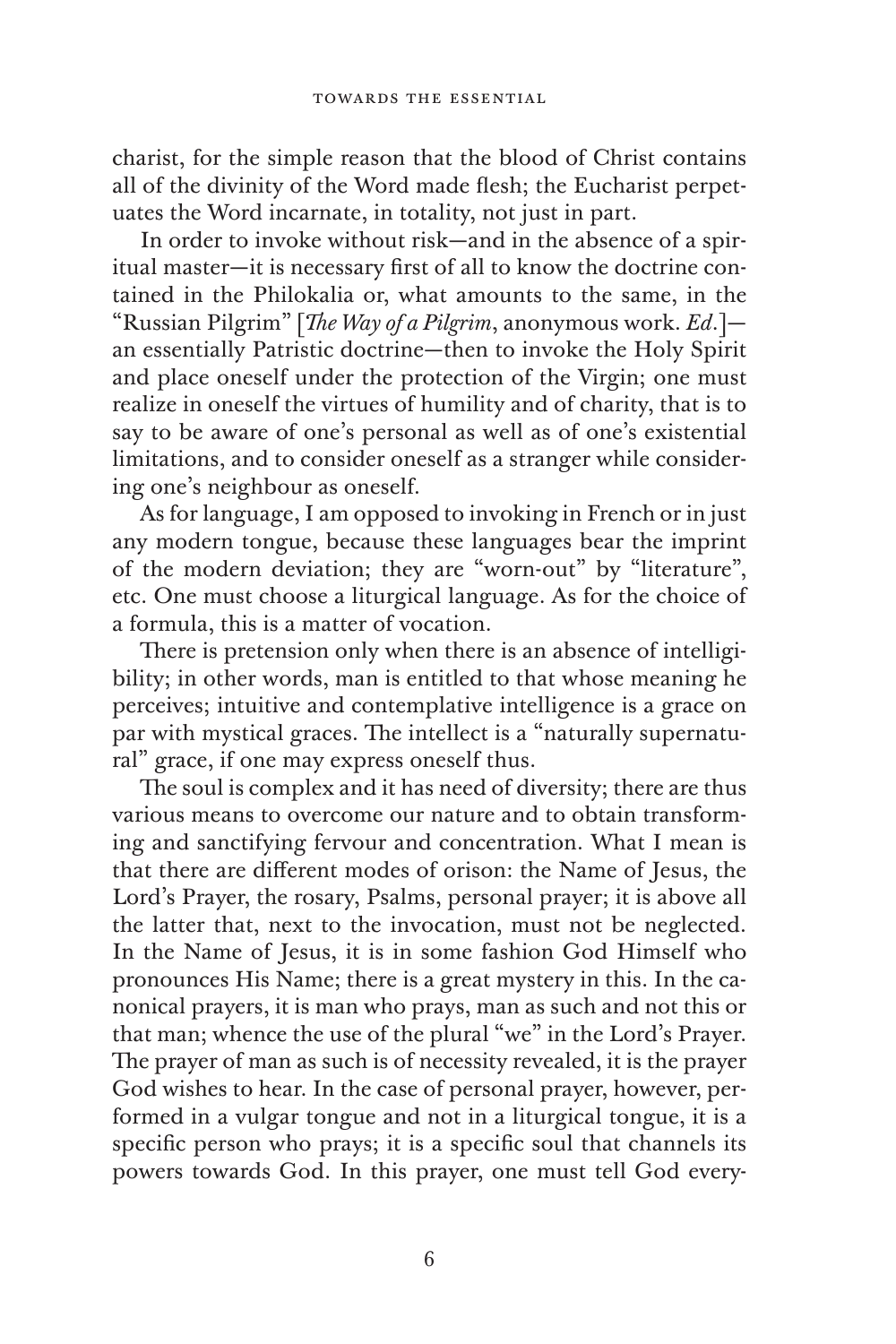charist, for the simple reason that the blood of Christ contains all of the divinity of the Word made flesh; the Eucharist perpetuates the Word incarnate, in totality, not just in part.

In order to invoke without risk—and in the absence of a spiritual master—it is necessary first of all to know the doctrine contained in the Philokalia or, what amounts to the same, in the "Russian Pilgrim" [*The Way of a Pilgrim*, anonymous work. *Ed.*]—an essentially Patristic doctrine—then to invoke the Holy Spirit and place oneself under the protection of the Virgin; one must realize in oneself the virtues of humility and of charity, that is to say to be aware of one's personal as well as of one's existential limitations, and to consider oneself as a stranger while considering one's neighbour as oneself.

As for language, I am opposed to invoking in French or in just any modern tongue, because these languages bear the imprint of the modern deviation; they are "worn-out" by "literature", etc. One must choose a liturgical language. As for the choice of a formula, this is a matter of vocation.

There is pretension only when there is an absence of intelligibility; in other words, man is entitled to that whose meaning he perceives; intuitive and contemplative intelligence is a grace on par with mystical graces. The intellect is a "naturally supernatural" grace, if one may express oneself thus.

The soul is complex and it has need of diversity; there are thus various means to overcome our nature and to obtain transforming and sanctifying fervour and concentration. What I mean is that there are different modes of orison: the Name of Jesus, the Lord's Prayer, the rosary, Psalms, personal prayer; it is above all the latter that, next to the invocation, must not be neglected. In the Name of Jesus, it is in some fashion God Himself who pronounces His Name; there is a great mystery in this. In the canonical prayers, it is man who prays, man as such and not this or that man; whence the use of the plural "we" in the Lord's Prayer. The prayer of man as such is of necessity revealed, it is the prayer God wishes to hear. In the case of personal prayer, however, performed in a vulgar tongue and not in a liturgical tongue, it is a specific person who prays; it is a specific soul that channels its powers towards God. In this prayer, one must tell God every-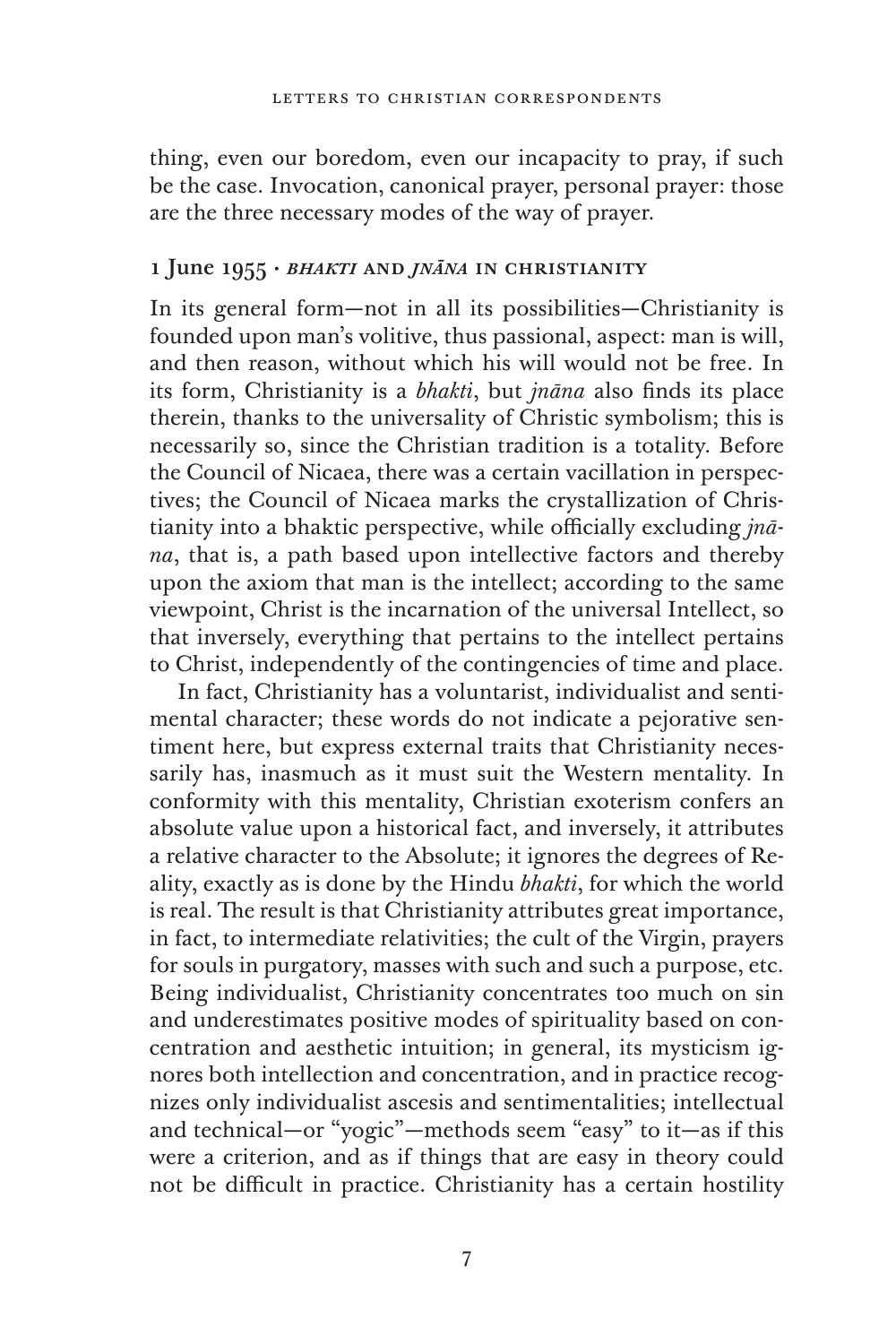thing, even our boredom, even our incapacity to pray, if such be the case. Invocation, canonical prayer, personal prayer: those are the three necessary modes of the way of prayer.

### 1 June 1955 · *Bhakti* and *Jnāna* in Christianity

In its general form—not in all its possibilities—Christianity is founded upon man's volitive, thus passional, aspect: man is will, and then reason, without which his will would not be free. In its form, Christianity is a *bhakti*, but *jnāna* also finds its place therein, thanks to the universality of Christic symbolism; this is necessarily so, since the Christian tradition is a totality. Before the Council of Nicaea, there was a certain vacillation in perspectives; the Council of Nicaea marks the crystallization of Christianity into a bhaktic perspective, while officially excluding *jnāna*, that is, a path based upon intellective factors and thereby upon the axiom that man is the intellect; according to the same viewpoint, Christ is the incarnation of the universal Intellect, so that inversely, everything that pertains to the intellect pertains to Christ, independently of the contingencies of time and place.

In fact, Christianity has a voluntarist, individualist and sentimental character; these words do not indicate a pejorative sentiment here, but express external traits that Christianity necessarily has, inasmuch as it must suit the Western mentality. In conformity with this mentality, Christian exoterism confers an absolute value upon a historical fact, and inversely, it attributes a relative character to the Absolute; it ignores the degrees of Reality, exactly as is done by the Hindu *bhakti*, for which the world is real. The result is that Christianity attributes great importance, in fact, to intermediate relativities; the cult of the Virgin, prayers for souls in purgatory, masses with such and such a purpose, etc. Being individualist, Christianity concentrates too much on sin and underestimates positive modes of spirituality based on concentration and aesthetic intuition; in general, its mysticism ignores both intellection and concentration, and in practice recognizes only individualist ascesis and sentimentalities; intellectual and technical—or "yogic"—methods seem "easy" to it—as if this were a criterion, and as if things that are easy in theory could not be difficult in practice. Christianity has a certain hostility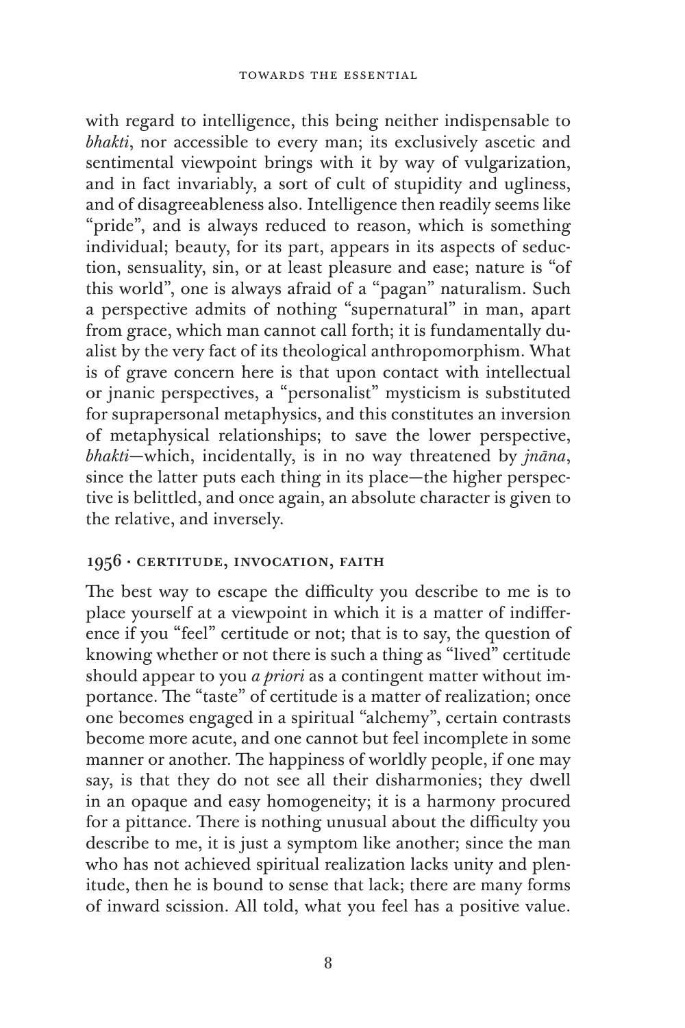with regard to intelligence, this being neither indispensable to *bhakti*, nor accessible to every man; its exclusively ascetic and sentimental viewpoint brings with it by way of vulgarization, and in fact invariably, a sort of cult of stupidity and ugliness, and of disagreeableness also. Intelligence then readily seems like "pride", and is always reduced to reason, which is something individual; beauty, for its part, appears in its aspects of seduction, sensuality, sin, or at least pleasure and ease; nature is "of this world", one is always afraid of a "pagan" naturalism. Such a perspective admits of nothing "supernatural" in man, apart from grace, which man cannot call forth; it is fundamentally dualist by the very fact of its theological anthropomorphism. What is of grave concern here is that upon contact with intellectual or jnanic perspectives, a "personalist" mysticism is substituted for suprapersonal metaphysics, and this constitutes an inversion of metaphysical relationships; to save the lower perspective, *bhakti*—which, incidentally, is in no way threatened by *jnāna*, since the latter puts each thing in its place—the higher perspective is belittled, and once again, an absolute character is given to the relative, and inversely.

## 1956 · Certitude, Invocation, Faith

The best way to escape the difficulty you describe to me is to place yourself at a viewpoint in which it is a matter of indifference if you "feel" certitude or not; that is to say, the question of knowing whether or not there is such a thing as "lived" certitude should appear to you *a priori* as a contingent matter without importance. The "taste" of certitude is a matter of realization; once one becomes engaged in a spiritual "alchemy", certain contrasts become more acute, and one cannot but feel incomplete in some manner or another. The happiness of worldly people, if one may say, is that they do not see all their disharmonies; they dwell in an opaque and easy homogeneity; it is a harmony procured for a pittance. There is nothing unusual about the difficulty you describe to me, it is just a symptom like another; since the man who has not achieved spiritual realization lacks unity and plenitude, then he is bound to sense that lack; there are many forms of inward scission. All told, what you feel has a positive value.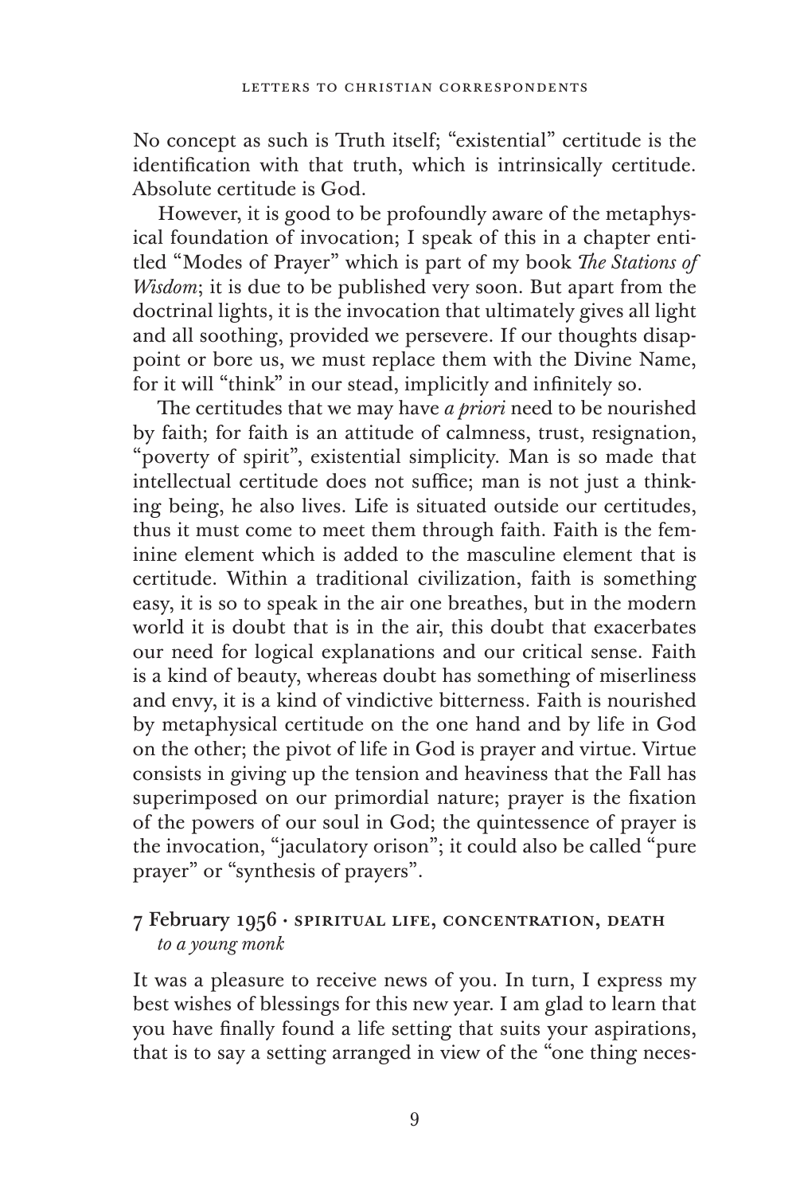No concept as such is Truth itself; "existential" certitude is the identification with that truth, which is intrinsically certitude. Absolute certitude is God.

However, it is good to be profoundly aware of the metaphysical foundation of invocation; I speak of this in a chapter entitled "Modes of Prayer" which is part of my book *The Stations of Wisdom*; it is due to be published very soon. But apart from the doctrinal lights, it is the invocation that ultimately gives all light and all soothing, provided we persevere. If our thoughts disappoint or bore us, we must replace them with the Divine Name, for it will "think" in our stead, implicitly and infinitely so.

The certitudes that we may have *a priori* need to be nourished by faith; for faith is an attitude of calmness, trust, resignation, "poverty of spirit", existential simplicity. Man is so made that intellectual certitude does not suffice; man is not just a thinking being, he also lives. Life is situated outside our certitudes, thus it must come to meet them through faith. Faith is the feminine element which is added to the masculine element that is certitude. Within a traditional civilization, faith is something easy, it is so to speak in the air one breathes, but in the modern world it is doubt that is in the air, this doubt that exacerbates our need for logical explanations and our critical sense. Faith is a kind of beauty, whereas doubt has something of miserliness and envy, it is a kind of vindictive bitterness. Faith is nourished by metaphysical certitude on the one hand and by life in God on the other; the pivot of life in God is prayer and virtue. Virtue consists in giving up the tension and heaviness that the Fall has superimposed on our primordial nature; prayer is the fixation of the powers of our soul in God; the quintessence of prayer is the invocation, "jaculatory orison"; it could also be called "pure prayer" or "synthesis of prayers".

### 7 February 1956 · Spiritual Life, Concentration, Death
*to a young monk*

It was a pleasure to receive news of you. In turn, I express my best wishes of blessings for this new year. I am glad to learn that you have finally found a life setting that suits your aspirations, that is to say a setting arranged in view of the "one thing neces-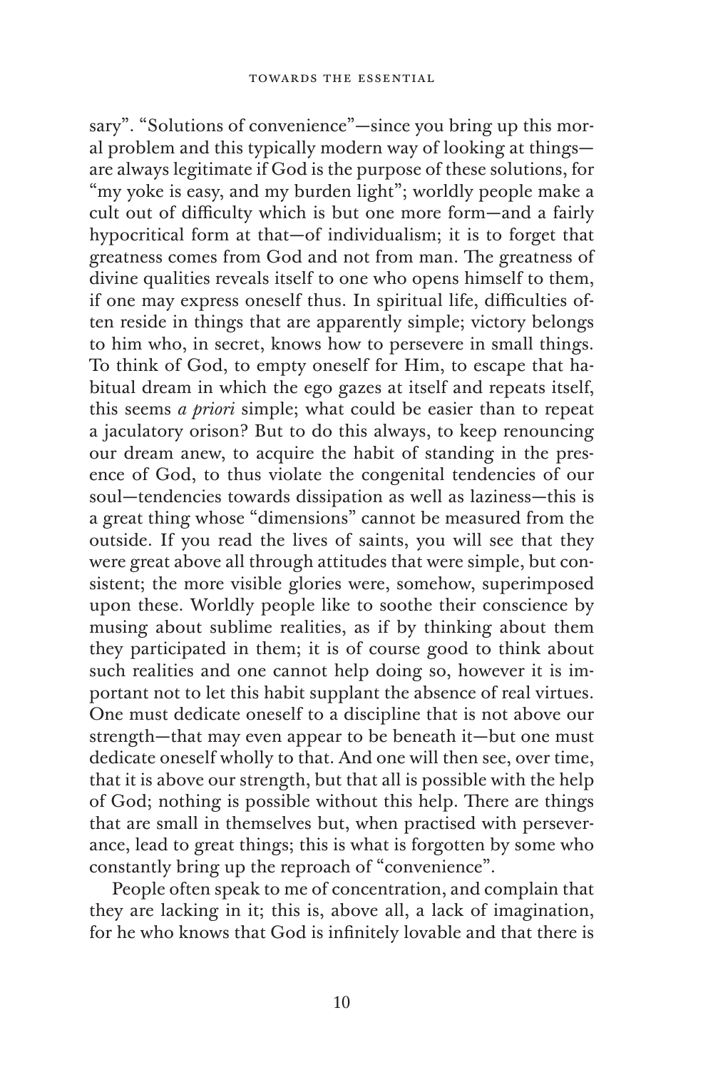sary". "Solutions of convenience"—since you bring up this moral problem and this typically modern way of looking at things—are always legitimate if God is the purpose of these solutions, for "my yoke is easy, and my burden light"; worldly people make a cult out of difficulty which is but one more form—and a fairly hypocritical form at that—of individualism; it is to forget that greatness comes from God and not from man. The greatness of divine qualities reveals itself to one who opens himself to them, if one may express oneself thus. In spiritual life, difficulties often reside in things that are apparently simple; victory belongs to him who, in secret, knows how to persevere in small things. To think of God, to empty oneself for Him, to escape that habitual dream in which the ego gazes at itself and repeats itself, this seems *a priori* simple; what could be easier than to repeat a jaculatory orison? But to do this always, to keep renouncing our dream anew, to acquire the habit of standing in the presence of God, to thus violate the congenital tendencies of our soul—tendencies towards dissipation as well as laziness—this is a great thing whose "dimensions" cannot be measured from the outside. If you read the lives of saints, you will see that they were great above all through attitudes that were simple, but consistent; the more visible glories were, somehow, superimposed upon these. Worldly people like to soothe their conscience by musing about sublime realities, as if by thinking about them they participated in them; it is of course good to think about such realities and one cannot help doing so, however it is important not to let this habit supplant the absence of real virtues. One must dedicate oneself to a discipline that is not above our strength—that may even appear to be beneath it—but one must dedicate oneself wholly to that. And one will then see, over time, that it is above our strength, but that all is possible with the help of God; nothing is possible without this help. There are things that are small in themselves but, when practised with perseverance, lead to great things; this is what is forgotten by some who constantly bring up the reproach of "convenience".

People often speak to me of concentration, and complain that they are lacking in it; this is, above all, a lack of imagination, for he who knows that God is infinitely lovable and that there is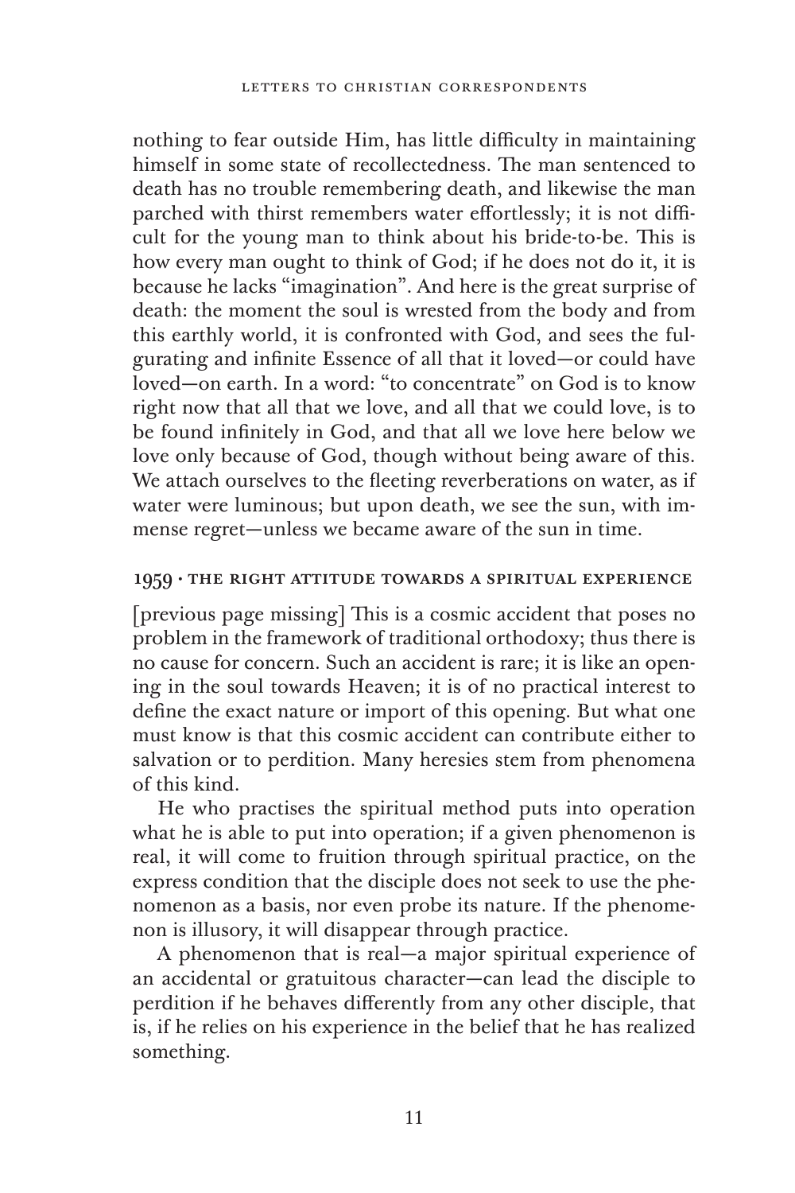nothing to fear outside Him, has little difficulty in maintaining himself in some state of recollectedness. The man sentenced to death has no trouble remembering death, and likewise the man parched with thirst remembers water effortlessly; it is not difficult for the young man to think about his bride-to-be. This is how every man ought to think of God; if he does not do it, it is because he lacks "imagination". And here is the great surprise of death: the moment the soul is wrested from the body and from this earthly world, it is confronted with God, and sees the fulgurating and infinite Essence of all that it loved—or could have loved—on earth. In a word: "to concentrate" on God is to know right now that all that we love, and all that we could love, is to be found infinitely in God, and that all we love here below we love only because of God, though without being aware of this. We attach ourselves to the fleeting reverberations on water, as if water were luminous; but upon death, we see the sun, with immense regret—unless we became aware of the sun in time.

### 1959 · The Right Attitude Towards a Spiritual Experience

[previous page missing] This is a cosmic accident that poses no problem in the framework of traditional orthodoxy; thus there is no cause for concern. Such an accident is rare; it is like an opening in the soul towards Heaven; it is of no practical interest to define the exact nature or import of this opening. But what one must know is that this cosmic accident can contribute either to salvation or to perdition. Many heresies stem from phenomena of this kind.

He who practises the spiritual method puts into operation what he is able to put into operation; if a given phenomenon is real, it will come to fruition through spiritual practice, on the express condition that the disciple does not seek to use the phenomenon as a basis, nor even probe its nature. If the phenomenon is illusory, it will disappear through practice.

A phenomenon that is real—a major spiritual experience of an accidental or gratuitous character—can lead the disciple to perdition if he behaves differently from any other disciple, that is, if he relies on his experience in the belief that he has realized something.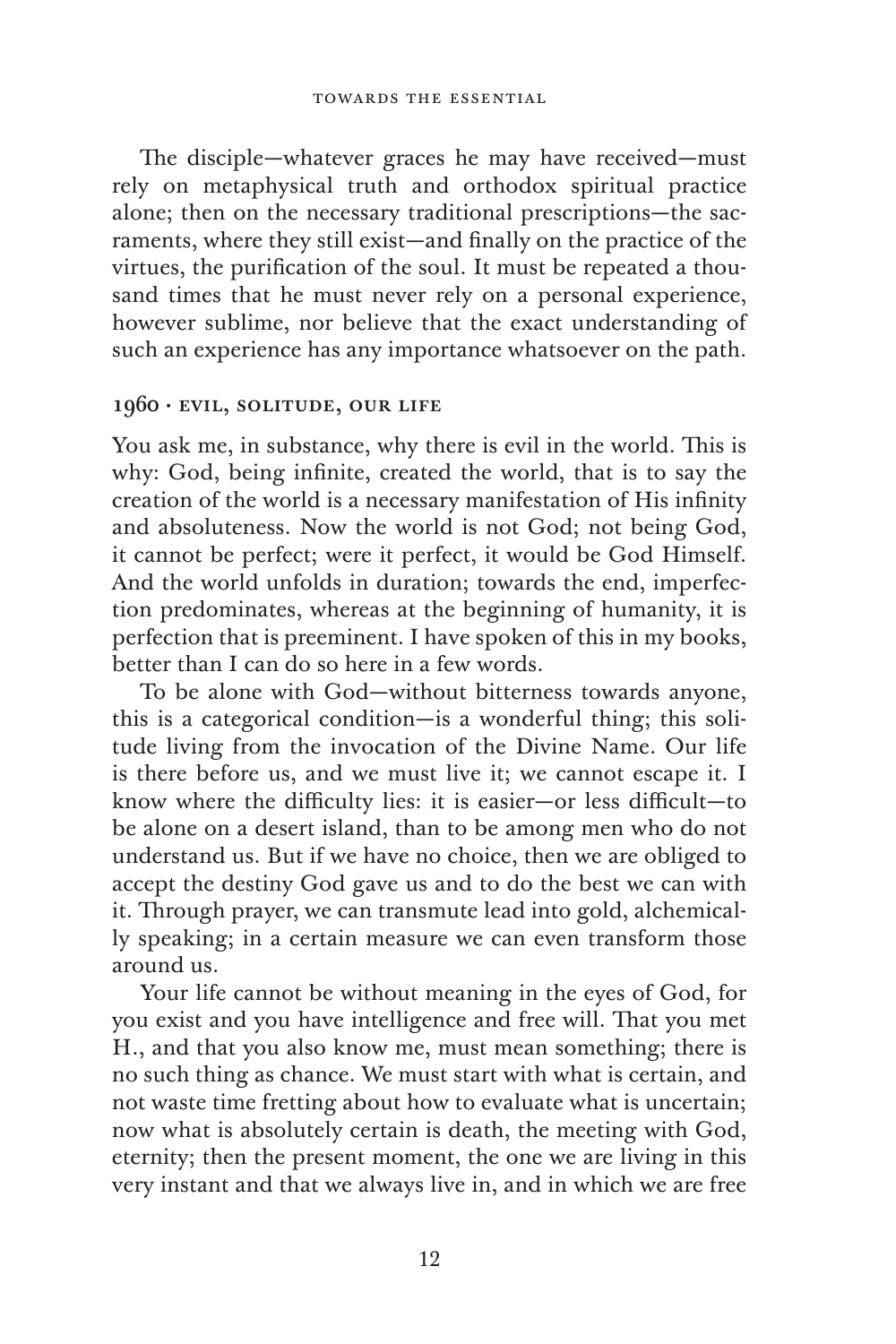The disciple—whatever graces he may have received—must rely on metaphysical truth and orthodox spiritual practice alone; then on the necessary traditional prescriptions—the sacraments, where they still exist—and finally on the practice of the virtues, the purification of the soul. It must be repeated a thousand times that he must never rely on a personal experience, however sublime, nor believe that the exact understanding of such an experience has any importance whatsoever on the path.

### 1960 · EVIL, SOLITUDE, OUR LIFE

You ask me, in substance, why there is evil in the world. This is why: God, being infinite, created the world, that is to say the creation of the world is a necessary manifestation of His infinity and absoluteness. Now the world is not God; not being God, it cannot be perfect; were it perfect, it would be God Himself. And the world unfolds in duration; towards the end, imperfection predominates, whereas at the beginning of humanity, it is perfection that is preeminent. I have spoken of this in my books, better than I can do so here in a few words.

To be alone with God—without bitterness towards anyone, this is a categorical condition—is a wonderful thing; this solitude living from the invocation of the Divine Name. Our life is there before us, and we must live it; we cannot escape it. I know where the difficulty lies: it is easier—or less difficult—to be alone on a desert island, than to be among men who do not understand us. But if we have no choice, then we are obliged to accept the destiny God gave us and to do the best we can with it. Through prayer, we can transmute lead into gold, alchemically speaking; in a certain measure we can even transform those around us.

Your life cannot be without meaning in the eyes of God, for you exist and you have intelligence and free will. That you met H., and that you also know me, must mean something; there is no such thing as chance. We must start with what is certain, and not waste time fretting about how to evaluate what is uncertain; now what is absolutely certain is death, the meeting with God, eternity; then the present moment, the one we are living in this very instant and that we always live in, and in which we are free